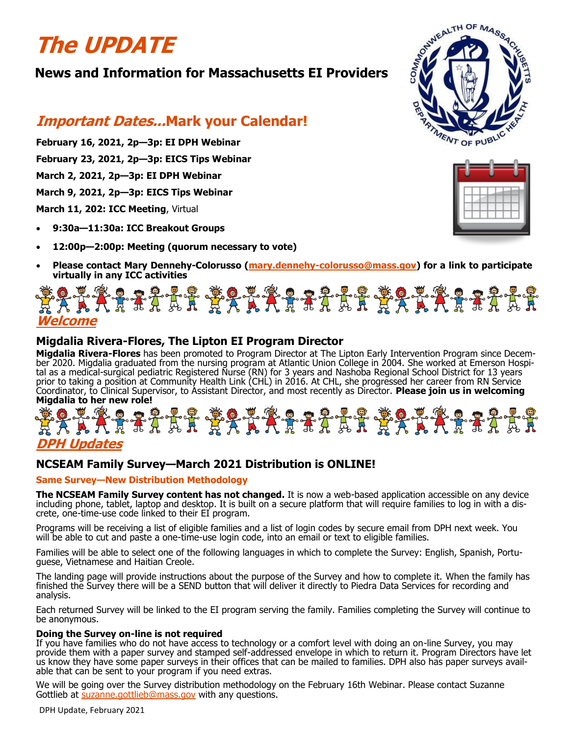# The UPDATE

## News and Information for Massachusetts EI Providers

## *Important Dates...*Mark your Calendar!

**February 16, 2021, 2p—3p: EI DPH Webinar**

**February 23, 2021, 2p—3p: EICS Tips Webinar**

**March 2, 2021, 2p—3p: EI DPH Webinar**

**March 9, 2021, 2p—3p: EICS Tips Webinar**

**March 11, 202: ICC Meeting**, Virtual

- **9:30a—11:30a: ICC Breakout Groups**
- **12:00p—2:00p: Meeting (quorum necessary to vote)**
- **Please contact Mary Dennehy-Colorusso (mary.dennehy-colorusso@mass.gov) for a link to participate virtually in any ICC activities**

## Welcome

### Migdalia Rivera-Flores, The Lipton EI Program Director

**Migdalia Rivera-Flores** has been promoted to Program Director at The Lipton Early Intervention Program since December 2020. Migdalia graduated from the nursing program at Atlantic Union College in 2004. She worked at Emerson Hospital as a medical-surgical pediatric Registered Nurse (RN) for 3 years and Nashoba Regional School District for 13 years prior to taking a position at Community Health Link (CHL) in 2016. At CHL, she progressed her career from RN Service Coordinator, to Clinical Supervisor, to Assistant Director, and most recently as Director. **Please join us in welcoming Migdalia to her new role!**

## DPH Updates

### NCSEAM Family Survey—March 2021 Distribution is ONLINE!

**Same Survey—New Distribution Methodology**

**The NCSEAM Family Survey content has not changed.** It is now a web-based application accessible on any device including phone, tablet, laptop and desktop. It is built on a secure platform that will require families to log in with a discrete, one-time-use code linked to their EI program.

Programs will be receiving a list of eligible families and a list of login codes by secure email from DPH next week. You will be able to cut and paste a one-time-use login code, into an email or text to eligible families.

Families will be able to select one of the following languages in which to complete the Survey: English, Spanish, Portuguese, Vietnamese and Haitian Creole.

The landing page will provide instructions about the purpose of the Survey and how to complete it. When the family has finished the Survey there will be a SEND button that will deliver it directly to Piedra Data Services for recording and analysis.

Each returned Survey will be linked to the EI program serving the family. Families completing the Survey will continue to be anonymous.

**Doing the Survey on-line is not required**
If you have families who do not have access to technology or a comfort level with doing an on-line Survey, you may provide them with a paper survey and stamped self-addressed envelope in which to return it. Program Directors have let us know they have some paper surveys in their offices that can be mailed to families. DPH also has paper surveys available that can be sent to your program if you need extras.

We will be going over the Survey distribution methodology on the February 16th Webinar. Please contact Suzanne Gottlieb at suzanne.gottlieb@mass.gov with any questions.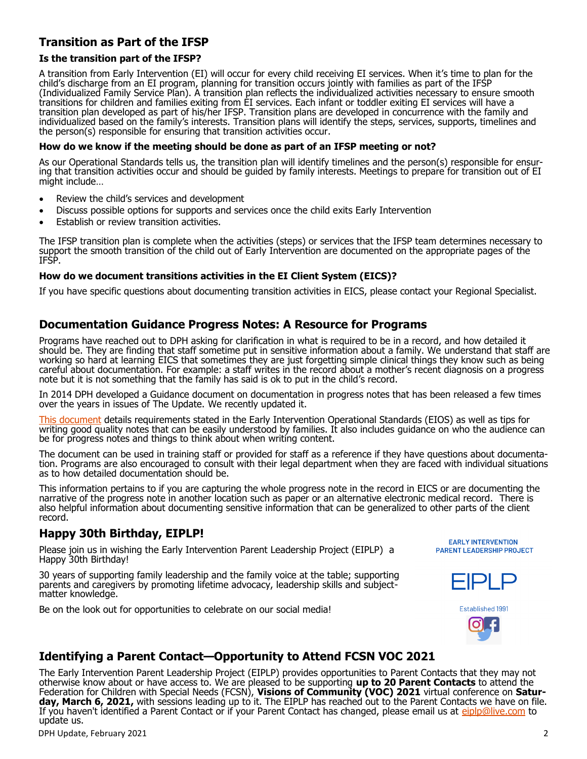## Transition as Part of the IFSP

### Is the transition part of the IFSP?

A transition from Early Intervention (EI) will occur for every child receiving EI services. When it's time to plan for the child's discharge from an EI program, planning for transition occurs jointly with families as part of the IFSP (Individualized Family Service Plan). A transition plan reflects the individualized activities necessary to ensure smooth transitions for children and families exiting from EI services. Each infant or toddler exiting EI services will have a transition plan developed as part of his/her IFSP. Transition plans are developed in concurrence with the family and individualized based on the family's interests. Transition plans will identify the steps, services, supports, timelines and the person(s) responsible for ensuring that transition activities occur.

### How do we know if the meeting should be done as part of an IFSP meeting or not?

As our Operational Standards tells us, the transition plan will identify timelines and the person(s) responsible for ensuring that transition activities occur and should be guided by family interests. Meetings to prepare for transition out of EI might include…

- Review the child's services and development
- Discuss possible options for supports and services once the child exits Early Intervention
- Establish or review transition activities.

The IFSP transition plan is complete when the activities (steps) or services that the IFSP team determines necessary to support the smooth transition of the child out of Early Intervention are documented on the appropriate pages of the IFSP.

### How do we document transitions activities in the EI Client System (EICS)?

If you have specific questions about documenting transition activities in EICS, please contact your Regional Specialist.

## Documentation Guidance Progress Notes: A Resource for Programs

Programs have reached out to DPH asking for clarification in what is required to be in a record, and how detailed it should be. They are finding that staff sometime put in sensitive information about a family. We understand that staff are working so hard at learning EICS that sometimes they are just forgetting simple clinical things they know such as being careful about documentation. For example: a staff writes in the record about a mother's recent diagnosis on a progress note but it is not something that the family has said is ok to put in the child's record.

In 2014 DPH developed a Guidance document on documentation in progress notes that has been released a few times over the years in issues of The Update. We recently updated it.

This document details requirements stated in the Early Intervention Operational Standards (EIOS) as well as tips for writing good quality notes that can be easily understood by families. It also includes guidance on who the audience can be for progress notes and things to think about when writing content.

The document can be used in training staff or provided for staff as a reference if they have questions about documentation. Programs are also encouraged to consult with their legal department when they are faced with individual situations as to how detailed documentation should be.

This information pertains to if you are capturing the whole progress note in the record in EICS or are documenting the narrative of the progress note in another location such as paper or an alternative electronic medical record. There is also helpful information about documenting sensitive information that can be generalized to other parts of the client record.

## Happy 30th Birthday, EIPLP!

Please join us in wishing the Early Intervention Parent Leadership Project (EIPLP) a Happy 30th Birthday!

30 years of supporting family leadership and the family voice at the table; supporting parents and caregivers by promoting lifetime advocacy, leadership skills and subject-matter knowledge.

Be on the look out for opportunities to celebrate on our social media!

EARLY INTERVENTION PARENT LEADERSHIP PROJECT

EIPLP

Established 1991

## Identifying a Parent Contact—Opportunity to Attend FCSN VOC 2021

The Early Intervention Parent Leadership Project (EIPLP) provides opportunities to Parent Contacts that they may not otherwise know about or have access to. We are pleased to be supporting **up to 20 Parent Contacts** to attend the Federation for Children with Special Needs (FCSN), **Visions of Community (VOC) 2021** virtual conference on **Saturday, March 6, 2021,** with sessions leading up to it. The EIPLP has reached out to the Parent Contacts we have on file. If you haven't identified a Parent Contact or if your Parent Contact has changed, please email us at eiplp@live.com to update us.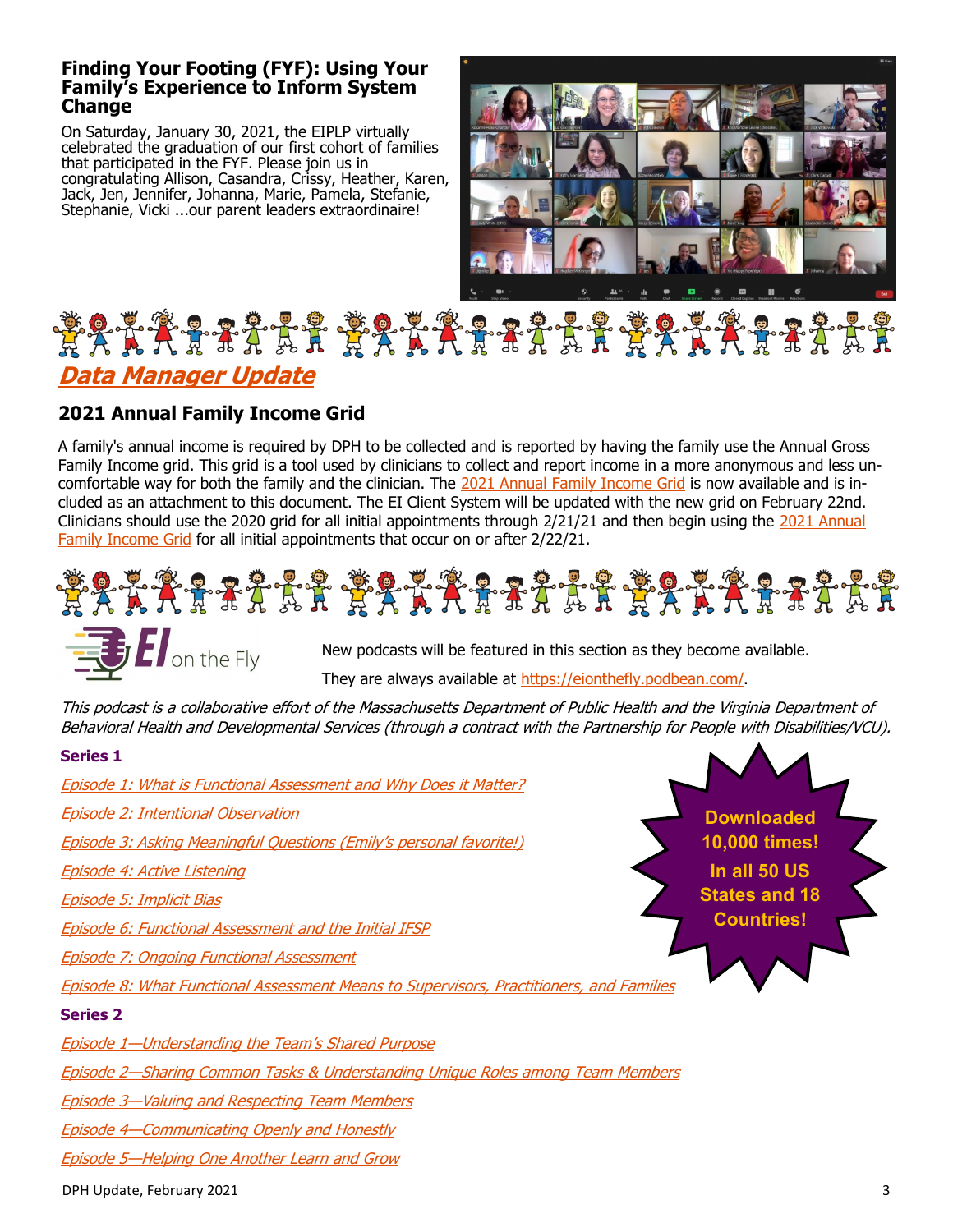## Finding Your Footing (FYF): Using Your Family's Experience to Inform System Change

On Saturday, January 30, 2021, the EIPLP virtually celebrated the graduation of our first cohort of families that participated in the FYF. Please join us in congratulating Allison, Casandra, Crissy, Heather, Karen, Jack, Jen, Jennifer, Johanna, Marie, Pamela, Stefanie, Stephanie, Vicki ...our parent leaders extraordinaire!

## Data Manager Update

### 2021 Annual Family Income Grid

A family's annual income is required by DPH to be collected and is reported by having the family use the Annual Gross Family Income grid. This grid is a tool used by clinicians to collect and report income in a more anonymous and less uncomfortable way for both the family and the clinician. The 2021 Annual Family Income Grid is now available and is included as an attachment to this document. The EI Client System will be updated with the new grid on February 22nd. Clinicians should use the 2020 grid for all initial appointments through 2/21/21 and then begin using the 2021 Annual Family Income Grid for all initial appointments that occur on or after 2/22/21.

## EI on the Fly

New podcasts will be featured in this section as they become available.

They are always available at https://eionthefly.podbean.com/.

*This podcast is a collaborative effort of the Massachusetts Department of Public Health and the Virginia Department of Behavioral Health and Developmental Services (through a contract with the Partnership for People with Disabilities/VCU).*

**Downloaded 10,000 times! In all 50 US States and 18 Countries!**

**Series 1**

*Episode 1: What is Functional Assessment and Why Does it Matter?*

*Episode 2: Intentional Observation*

*Episode 3: Asking Meaningful Questions (Emily's personal favorite!)*

*Episode 4: Active Listening*

*Episode 5: Implicit Bias*

*Episode 6: Functional Assessment and the Initial IFSP*

*Episode 7: Ongoing Functional Assessment*

*Episode 8: What Functional Assessment Means to Supervisors, Practitioners, and Families*

**Series 2**

*Episode 1—Understanding the Team's Shared Purpose*

*Episode 2—Sharing Common Tasks & Understanding Unique Roles among Team Members*

*Episode 3—Valuing and Respecting Team Members*

*Episode 4—Communicating Openly and Honestly*

*Episode 5—Helping One Another Learn and Grow*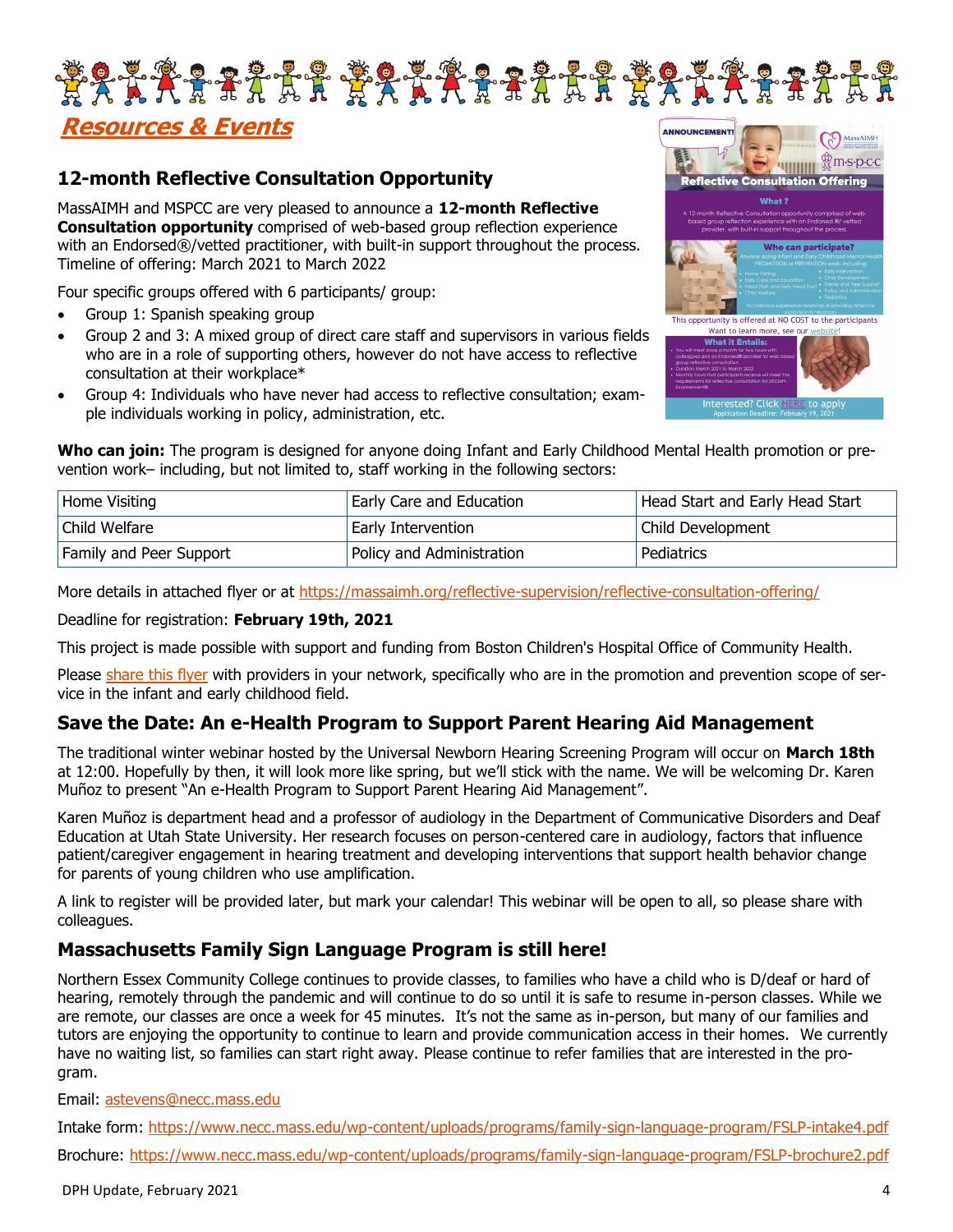## Resources & Events

### 12-month Reflective Consultation Opportunity

MassAIMH and MSPCC are very pleased to announce a **12-month Reflective Consultation opportunity** comprised of web-based group reflection experience with an Endorsed®/vetted practitioner, with built-in support throughout the process. Timeline of offering: March 2021 to March 2022

Four specific groups offered with 6 participants/ group:

- Group 1: Spanish speaking group
- Group 2 and 3: A mixed group of direct care staff and supervisors in various fields who are in a role of supporting others, however do not have access to reflective consultation at their workplace*
- Group 4: Individuals who have never had access to reflective consultation; example individuals working in policy, administration, etc.

**Who can join:** The program is designed for anyone doing Infant and Early Childhood Mental Health promotion or prevention work– including, but not limited to, staff working in the following sectors:

| Home Visiting | Early Care and Education | Head Start and Early Head Start |
|---|---|---|
| Child Welfare | Early Intervention | Child Development |
| Family and Peer Support | Policy and Administration | Pediatrics |

More details in attached flyer or at https://massaimh.org/reflective-supervision/reflective-consultation-offering/

Deadline for registration: **February 19th, 2021**

This project is made possible with support and funding from Boston Children's Hospital Office of Community Health.

Please share this flyer with providers in your network, specifically who are in the promotion and prevention scope of service in the infant and early childhood field.

### Save the Date: An e-Health Program to Support Parent Hearing Aid Management

The traditional winter webinar hosted by the Universal Newborn Hearing Screening Program will occur on **March 18th** at 12:00. Hopefully by then, it will look more like spring, but we'll stick with the name. We will be welcoming Dr. Karen Muñoz to present "An e-Health Program to Support Parent Hearing Aid Management".

Karen Muñoz is department head and a professor of audiology in the Department of Communicative Disorders and Deaf Education at Utah State University. Her research focuses on person-centered care in audiology, factors that influence patient/caregiver engagement in hearing treatment and developing interventions that support health behavior change for parents of young children who use amplification.

A link to register will be provided later, but mark your calendar! This webinar will be open to all, so please share with colleagues.

### Massachusetts Family Sign Language Program is still here!

Northern Essex Community College continues to provide classes, to families who have a child who is D/deaf or hard of hearing, remotely through the pandemic and will continue to do so until it is safe to resume in-person classes. While we are remote, our classes are once a week for 45 minutes. It's not the same as in-person, but many of our families and tutors are enjoying the opportunity to continue to learn and provide communication access in their homes. We currently have no waiting list, so families can start right away. Please continue to refer families that are interested in the program.

Email: astevens@necc.mass.edu

Intake form: https://www.necc.mass.edu/wp-content/uploads/programs/family-sign-language-program/FSLP-intake4.pdf

Brochure: https://www.necc.mass.edu/wp-content/uploads/programs/family-sign-language-program/FSLP-brochure2.pdf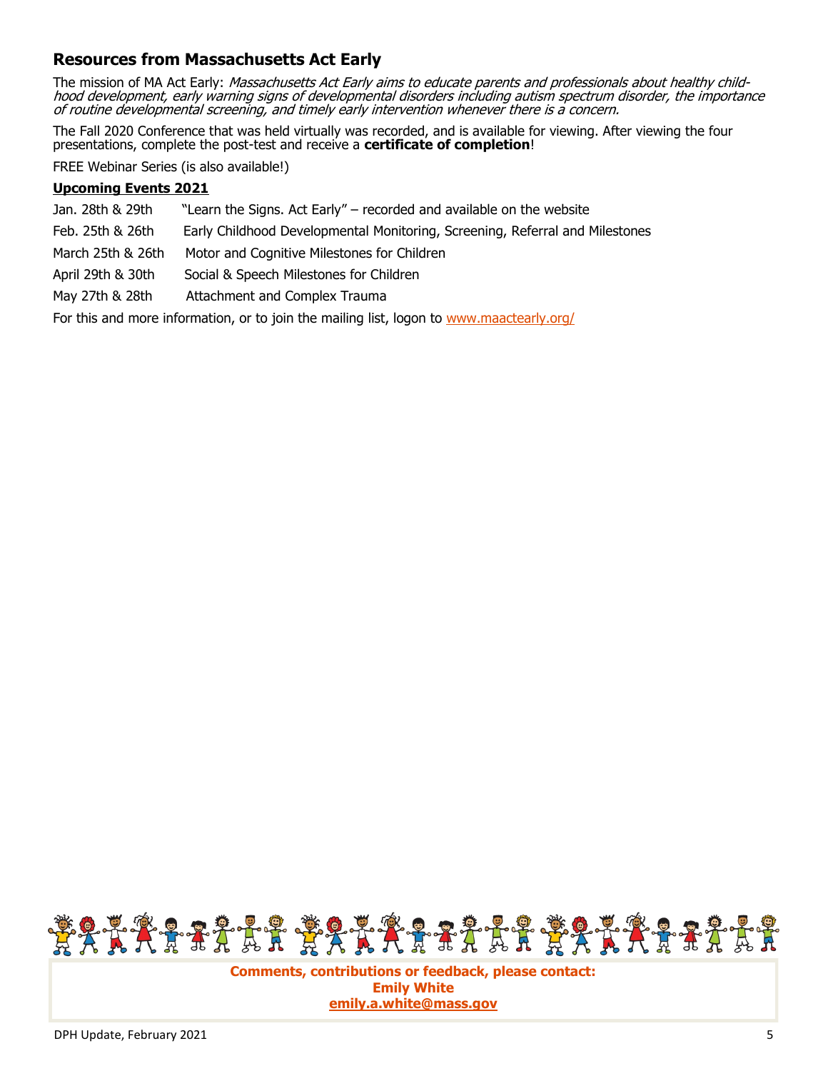## Resources from Massachusetts Act Early

The mission of MA Act Early: *Massachusetts Act Early aims to educate parents and professionals about healthy child-hood development, early warning signs of developmental disorders including autism spectrum disorder, the importance of routine developmental screening, and timely early intervention whenever there is a concern.*

The Fall 2020 Conference that was held virtually was recorded, and is available for viewing. After viewing the four presentations, complete the post-test and receive a **certificate of completion**!

FREE Webinar Series (is also available!)

**Upcoming Events 2021**

| | |
|---|---|
| Jan. 28th & 29th | "Learn the Signs. Act Early" – recorded and available on the website |
| Feb. 25th & 26th | Early Childhood Developmental Monitoring, Screening, Referral and Milestones |
| March 25th & 26th | Motor and Cognitive Milestones for Children |
| April 29th & 30th | Social & Speech Milestones for Children |
| May 27th & 28th | Attachment and Complex Trauma |

For this and more information, or to join the mailing list, logon to www.maactearly.org/

**Comments, contributions or feedback, please contact:**
**Emily White**
**emily.a.white@mass.gov**